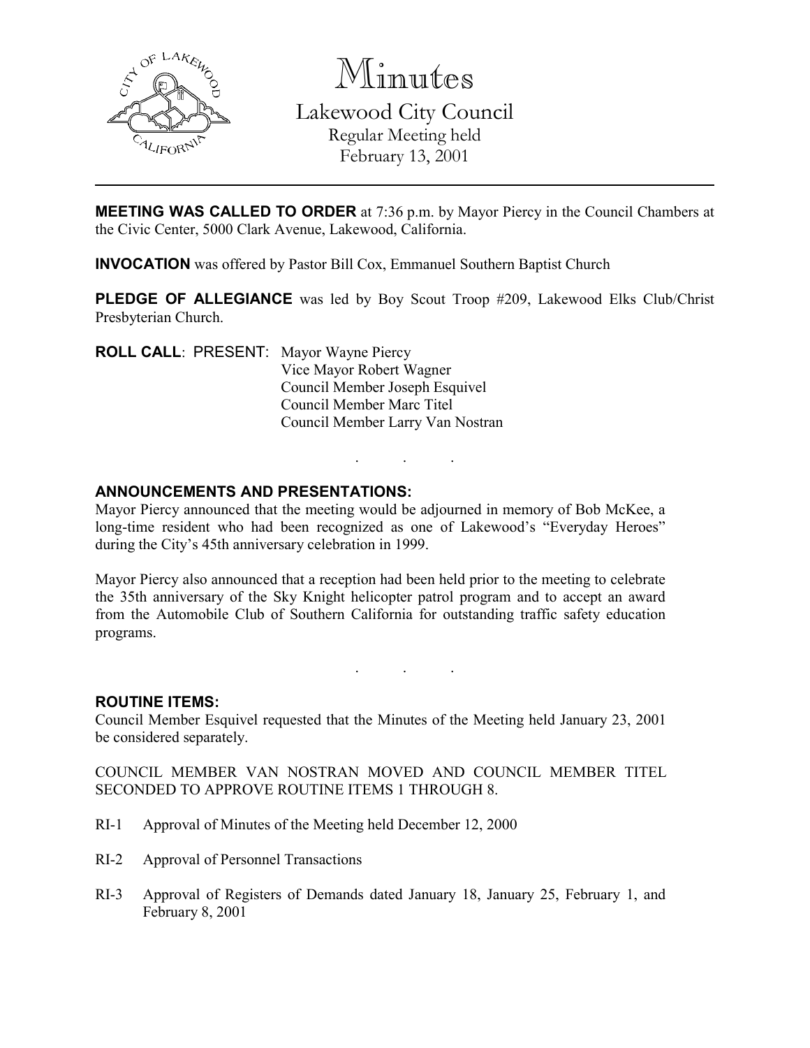# Minutes

## Lakewood City Council

Regular Meeting held
February 13, 2001

---

**MEETING WAS CALLED TO ORDER** at 7:36 p.m. by Mayor Piercy in the Council Chambers at the Civic Center, 5000 Clark Avenue, Lakewood, California.

**INVOCATION** was offered by Pastor Bill Cox, Emmanuel Southern Baptist Church

**PLEDGE OF ALLEGIANCE** was led by Boy Scout Troop #209, Lakewood Elks Club/Christ Presbyterian Church.

**ROLL CALL**: PRESENT: Mayor Wayne Piercy
Vice Mayor Robert Wagner
Council Member Joseph Esquivel
Council Member Marc Titel
Council Member Larry Van Nostran

. . .

**ANNOUNCEMENTS AND PRESENTATIONS:**

Mayor Piercy announced that the meeting would be adjourned in memory of Bob McKee, a long-time resident who had been recognized as one of Lakewood's "Everyday Heroes" during the City's 45th anniversary celebration in 1999.

Mayor Piercy also announced that a reception had been held prior to the meeting to celebrate the 35th anniversary of the Sky Knight helicopter patrol program and to accept an award from the Automobile Club of Southern California for outstanding traffic safety education programs.

. . .

**ROUTINE ITEMS:**

Council Member Esquivel requested that the Minutes of the Meeting held January 23, 2001 be considered separately.

COUNCIL MEMBER VAN NOSTRAN MOVED AND COUNCIL MEMBER TITEL SECONDED TO APPROVE ROUTINE ITEMS 1 THROUGH 8.

RI-1 Approval of Minutes of the Meeting held December 12, 2000

RI-2 Approval of Personnel Transactions

RI-3 Approval of Registers of Demands dated January 18, January 25, February 1, and February 8, 2001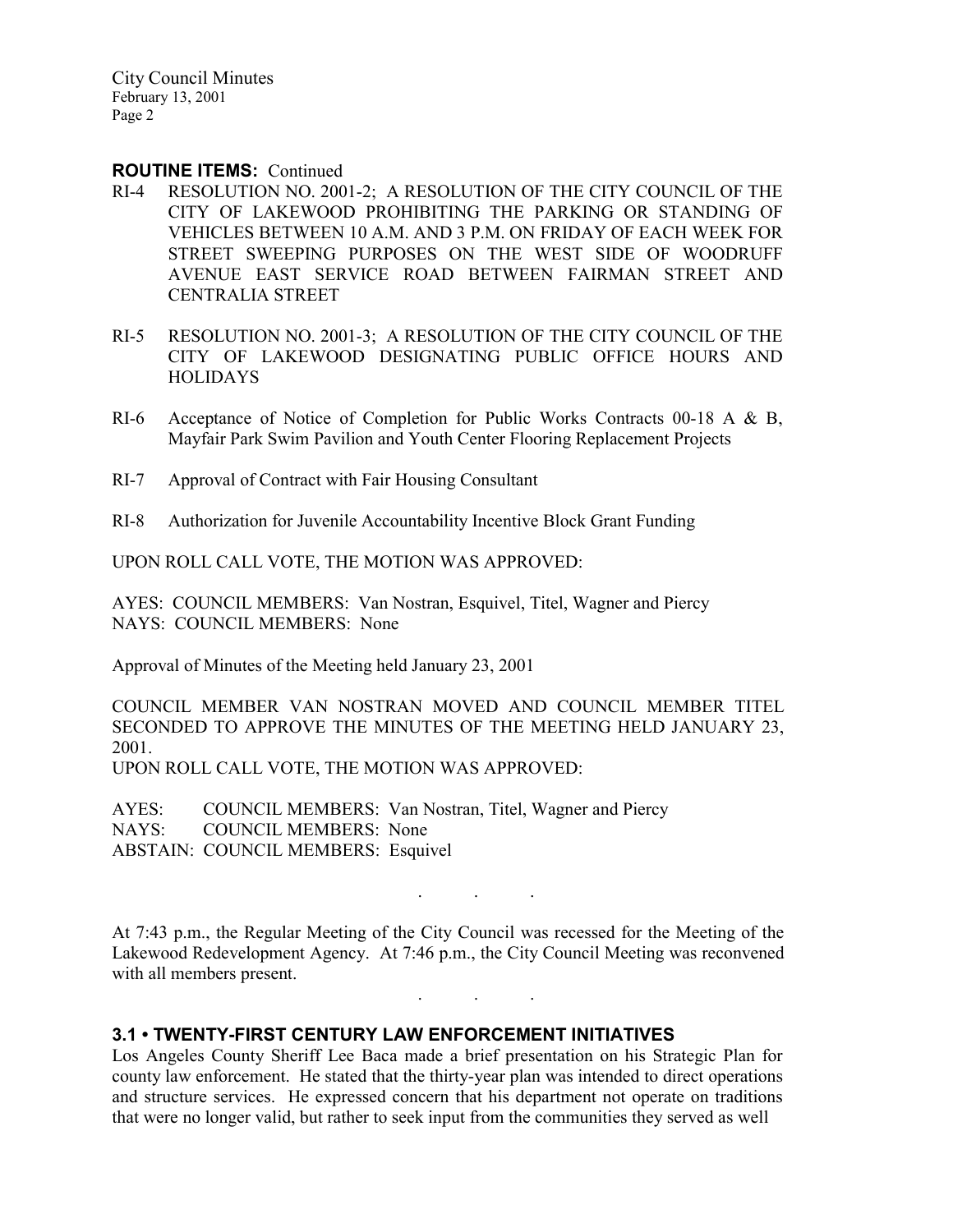**ROUTINE ITEMS:** Continued

RI-4 RESOLUTION NO. 2001-2; A RESOLUTION OF THE CITY COUNCIL OF THE CITY OF LAKEWOOD PROHIBITING THE PARKING OR STANDING OF VEHICLES BETWEEN 10 A.M. AND 3 P.M. ON FRIDAY OF EACH WEEK FOR STREET SWEEPING PURPOSES ON THE WEST SIDE OF WOODRUFF AVENUE EAST SERVICE ROAD BETWEEN FAIRMAN STREET AND CENTRALIA STREET

RI-5 RESOLUTION NO. 2001-3; A RESOLUTION OF THE CITY COUNCIL OF THE CITY OF LAKEWOOD DESIGNATING PUBLIC OFFICE HOURS AND HOLIDAYS

RI-6 Acceptance of Notice of Completion for Public Works Contracts 00-18 A & B, Mayfair Park Swim Pavilion and Youth Center Flooring Replacement Projects

RI-7 Approval of Contract with Fair Housing Consultant

RI-8 Authorization for Juvenile Accountability Incentive Block Grant Funding

UPON ROLL CALL VOTE, THE MOTION WAS APPROVED:

AYES: COUNCIL MEMBERS: Van Nostran, Esquivel, Titel, Wagner and Piercy
NAYS: COUNCIL MEMBERS: None

Approval of Minutes of the Meeting held January 23, 2001

COUNCIL MEMBER VAN NOSTRAN MOVED AND COUNCIL MEMBER TITEL SECONDED TO APPROVE THE MINUTES OF THE MEETING HELD JANUARY 23, 2001.
UPON ROLL CALL VOTE, THE MOTION WAS APPROVED:

AYES: COUNCIL MEMBERS: Van Nostran, Titel, Wagner and Piercy
NAYS: COUNCIL MEMBERS: None
ABSTAIN: COUNCIL MEMBERS: Esquivel

. . .

At 7:43 p.m., the Regular Meeting of the City Council was recessed for the Meeting of the Lakewood Redevelopment Agency. At 7:46 p.m., the City Council Meeting was reconvened with all members present.

. . .

**3.1 • TWENTY-FIRST CENTURY LAW ENFORCEMENT INITIATIVES**

Los Angeles County Sheriff Lee Baca made a brief presentation on his Strategic Plan for county law enforcement. He stated that the thirty-year plan was intended to direct operations and structure services. He expressed concern that his department not operate on traditions that were no longer valid, but rather to seek input from the communities they served as well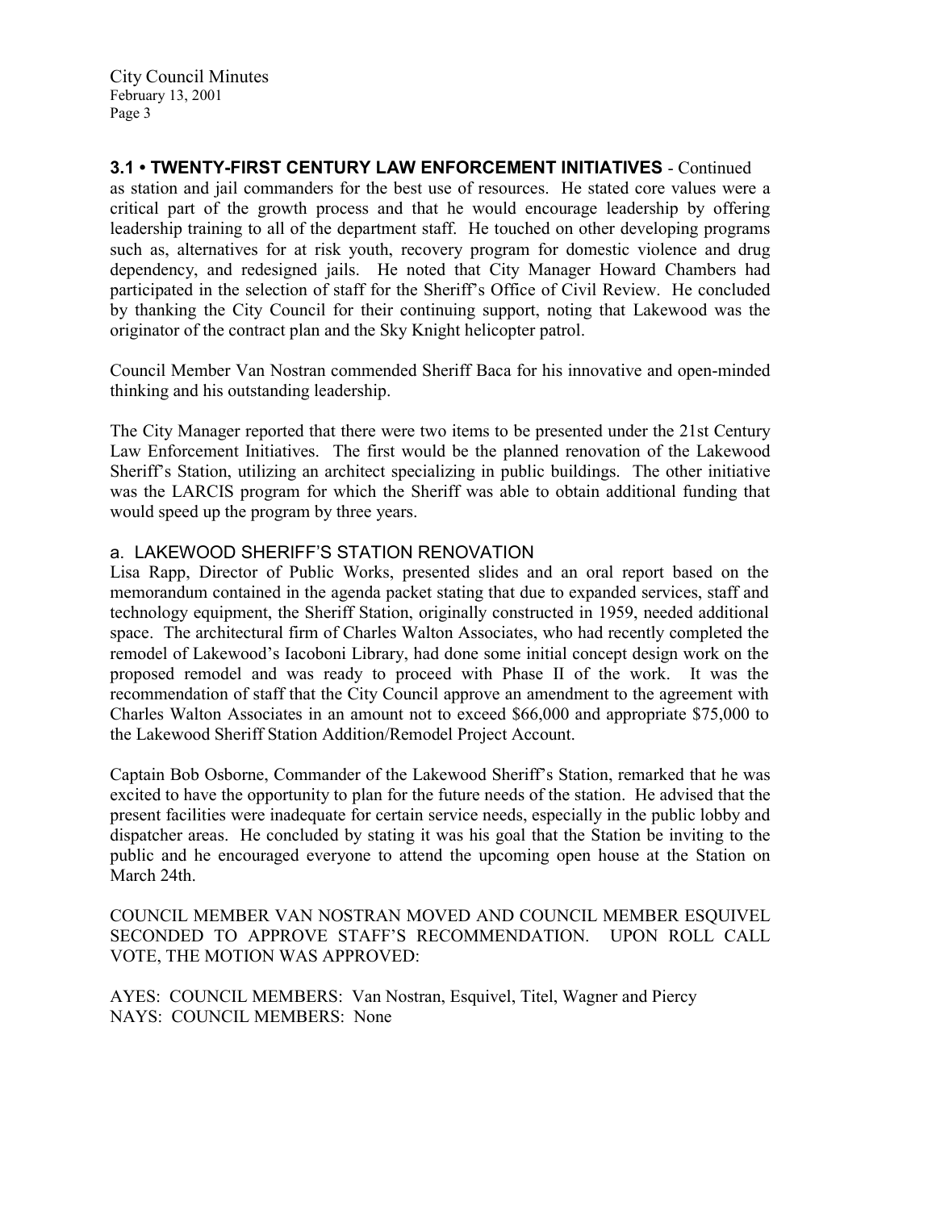## 3.1 • TWENTY-FIRST CENTURY LAW ENFORCEMENT INITIATIVES - Continued

as station and jail commanders for the best use of resources. He stated core values were a critical part of the growth process and that he would encourage leadership by offering leadership training to all of the department staff. He touched on other developing programs such as, alternatives for at risk youth, recovery program for domestic violence and drug dependency, and redesigned jails. He noted that City Manager Howard Chambers had participated in the selection of staff for the Sheriff's Office of Civil Review. He concluded by thanking the City Council for their continuing support, noting that Lakewood was the originator of the contract plan and the Sky Knight helicopter patrol.

Council Member Van Nostran commended Sheriff Baca for his innovative and open-minded thinking and his outstanding leadership.

The City Manager reported that there were two items to be presented under the 21st Century Law Enforcement Initiatives. The first would be the planned renovation of the Lakewood Sheriff's Station, utilizing an architect specializing in public buildings. The other initiative was the LARCIS program for which the Sheriff was able to obtain additional funding that would speed up the program by three years.

### a. LAKEWOOD SHERIFF'S STATION RENOVATION

Lisa Rapp, Director of Public Works, presented slides and an oral report based on the memorandum contained in the agenda packet stating that due to expanded services, staff and technology equipment, the Sheriff Station, originally constructed in 1959, needed additional space. The architectural firm of Charles Walton Associates, who had recently completed the remodel of Lakewood's Iacoboni Library, had done some initial concept design work on the proposed remodel and was ready to proceed with Phase II of the work. It was the recommendation of staff that the City Council approve an amendment to the agreement with Charles Walton Associates in an amount not to exceed $66,000 and appropriate $75,000 to the Lakewood Sheriff Station Addition/Remodel Project Account.

Captain Bob Osborne, Commander of the Lakewood Sheriff's Station, remarked that he was excited to have the opportunity to plan for the future needs of the station. He advised that the present facilities were inadequate for certain service needs, especially in the public lobby and dispatcher areas. He concluded by stating it was his goal that the Station be inviting to the public and he encouraged everyone to attend the upcoming open house at the Station on March 24th.

COUNCIL MEMBER VAN NOSTRAN MOVED AND COUNCIL MEMBER ESQUIVEL SECONDED TO APPROVE STAFF'S RECOMMENDATION. UPON ROLL CALL VOTE, THE MOTION WAS APPROVED:

AYES: COUNCIL MEMBERS: Van Nostran, Esquivel, Titel, Wagner and Piercy
NAYS: COUNCIL MEMBERS: None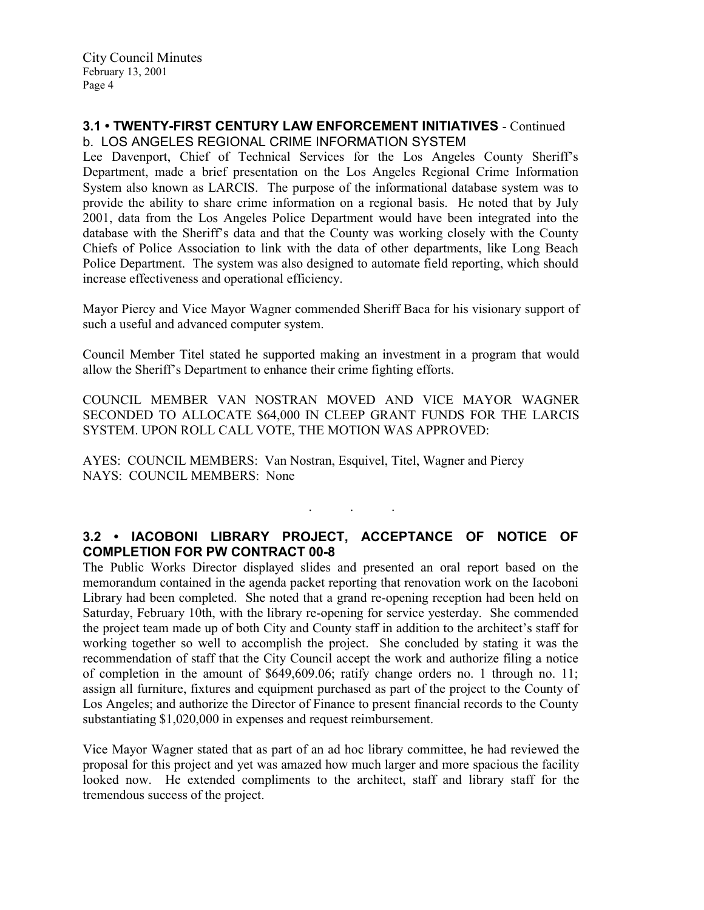## 3.1 • TWENTY-FIRST CENTURY LAW ENFORCEMENT INITIATIVES - Continued

### b. LOS ANGELES REGIONAL CRIME INFORMATION SYSTEM

Lee Davenport, Chief of Technical Services for the Los Angeles County Sheriff's Department, made a brief presentation on the Los Angeles Regional Crime Information System also known as LARCIS. The purpose of the informational database system was to provide the ability to share crime information on a regional basis. He noted that by July 2001, data from the Los Angeles Police Department would have been integrated into the database with the Sheriff's data and that the County was working closely with the County Chiefs of Police Association to link with the data of other departments, like Long Beach Police Department. The system was also designed to automate field reporting, which should increase effectiveness and operational efficiency.

Mayor Piercy and Vice Mayor Wagner commended Sheriff Baca for his visionary support of such a useful and advanced computer system.

Council Member Titel stated he supported making an investment in a program that would allow the Sheriff's Department to enhance their crime fighting efforts.

COUNCIL MEMBER VAN NOSTRAN MOVED AND VICE MAYOR WAGNER SECONDED TO ALLOCATE $64,000 IN CLEEP GRANT FUNDS FOR THE LARCIS SYSTEM. UPON ROLL CALL VOTE, THE MOTION WAS APPROVED:

AYES: COUNCIL MEMBERS: Van Nostran, Esquivel, Titel, Wagner and Piercy
NAYS: COUNCIL MEMBERS: None

. . .

## 3.2 • IACOBONI LIBRARY PROJECT, ACCEPTANCE OF NOTICE OF COMPLETION FOR PW CONTRACT 00-8

The Public Works Director displayed slides and presented an oral report based on the memorandum contained in the agenda packet reporting that renovation work on the Iacoboni Library had been completed. She noted that a grand re-opening reception had been held on Saturday, February 10th, with the library re-opening for service yesterday. She commended the project team made up of both City and County staff in addition to the architect's staff for working together so well to accomplish the project. She concluded by stating it was the recommendation of staff that the City Council accept the work and authorize filing a notice of completion in the amount of $649,609.06; ratify change orders no. 1 through no. 11; assign all furniture, fixtures and equipment purchased as part of the project to the County of Los Angeles; and authorize the Director of Finance to present financial records to the County substantiating $1,020,000 in expenses and request reimbursement.

Vice Mayor Wagner stated that as part of an ad hoc library committee, he had reviewed the proposal for this project and yet was amazed how much larger and more spacious the facility looked now. He extended compliments to the architect, staff and library staff for the tremendous success of the project.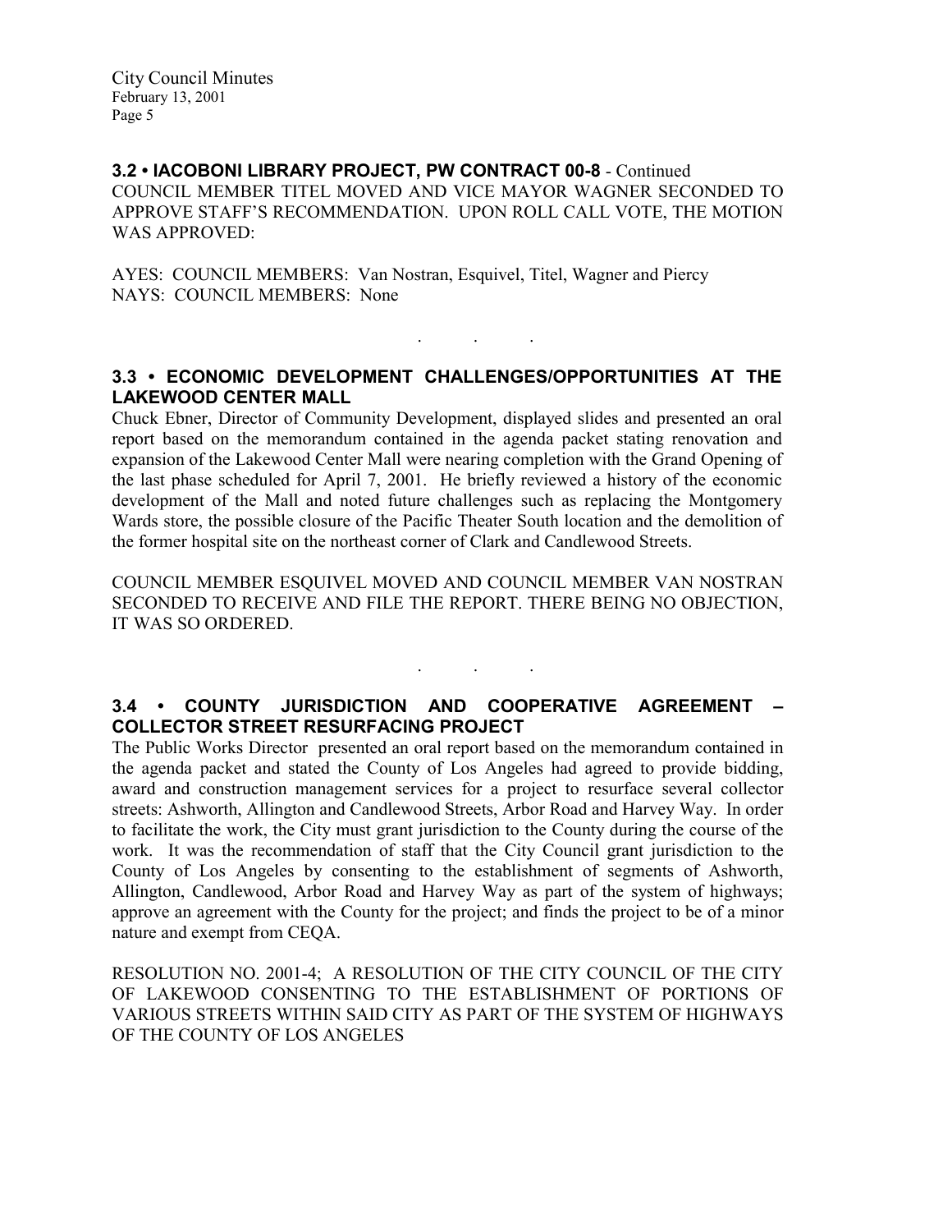### 3.2 • IACOBONI LIBRARY PROJECT, PW CONTRACT 00-8 - Continued

COUNCIL MEMBER TITEL MOVED AND VICE MAYOR WAGNER SECONDED TO APPROVE STAFF'S RECOMMENDATION. UPON ROLL CALL VOTE, THE MOTION WAS APPROVED:

AYES: COUNCIL MEMBERS: Van Nostran, Esquivel, Titel, Wagner and Piercy
NAYS: COUNCIL MEMBERS: None

. . .

### 3.3 • ECONOMIC DEVELOPMENT CHALLENGES/OPPORTUNITIES AT THE LAKEWOOD CENTER MALL

Chuck Ebner, Director of Community Development, displayed slides and presented an oral report based on the memorandum contained in the agenda packet stating renovation and expansion of the Lakewood Center Mall were nearing completion with the Grand Opening of the last phase scheduled for April 7, 2001. He briefly reviewed a history of the economic development of the Mall and noted future challenges such as replacing the Montgomery Wards store, the possible closure of the Pacific Theater South location and the demolition of the former hospital site on the northeast corner of Clark and Candlewood Streets.

COUNCIL MEMBER ESQUIVEL MOVED AND COUNCIL MEMBER VAN NOSTRAN SECONDED TO RECEIVE AND FILE THE REPORT. THERE BEING NO OBJECTION, IT WAS SO ORDERED.

. . .

### 3.4 • COUNTY JURISDICTION AND COOPERATIVE AGREEMENT – COLLECTOR STREET RESURFACING PROJECT

The Public Works Director presented an oral report based on the memorandum contained in the agenda packet and stated the County of Los Angeles had agreed to provide bidding, award and construction management services for a project to resurface several collector streets: Ashworth, Allington and Candlewood Streets, Arbor Road and Harvey Way. In order to facilitate the work, the City must grant jurisdiction to the County during the course of the work. It was the recommendation of staff that the City Council grant jurisdiction to the County of Los Angeles by consenting to the establishment of segments of Ashworth, Allington, Candlewood, Arbor Road and Harvey Way as part of the system of highways; approve an agreement with the County for the project; and finds the project to be of a minor nature and exempt from CEQA.

RESOLUTION NO. 2001-4; A RESOLUTION OF THE CITY COUNCIL OF THE CITY OF LAKEWOOD CONSENTING TO THE ESTABLISHMENT OF PORTIONS OF VARIOUS STREETS WITHIN SAID CITY AS PART OF THE SYSTEM OF HIGHWAYS OF THE COUNTY OF LOS ANGELES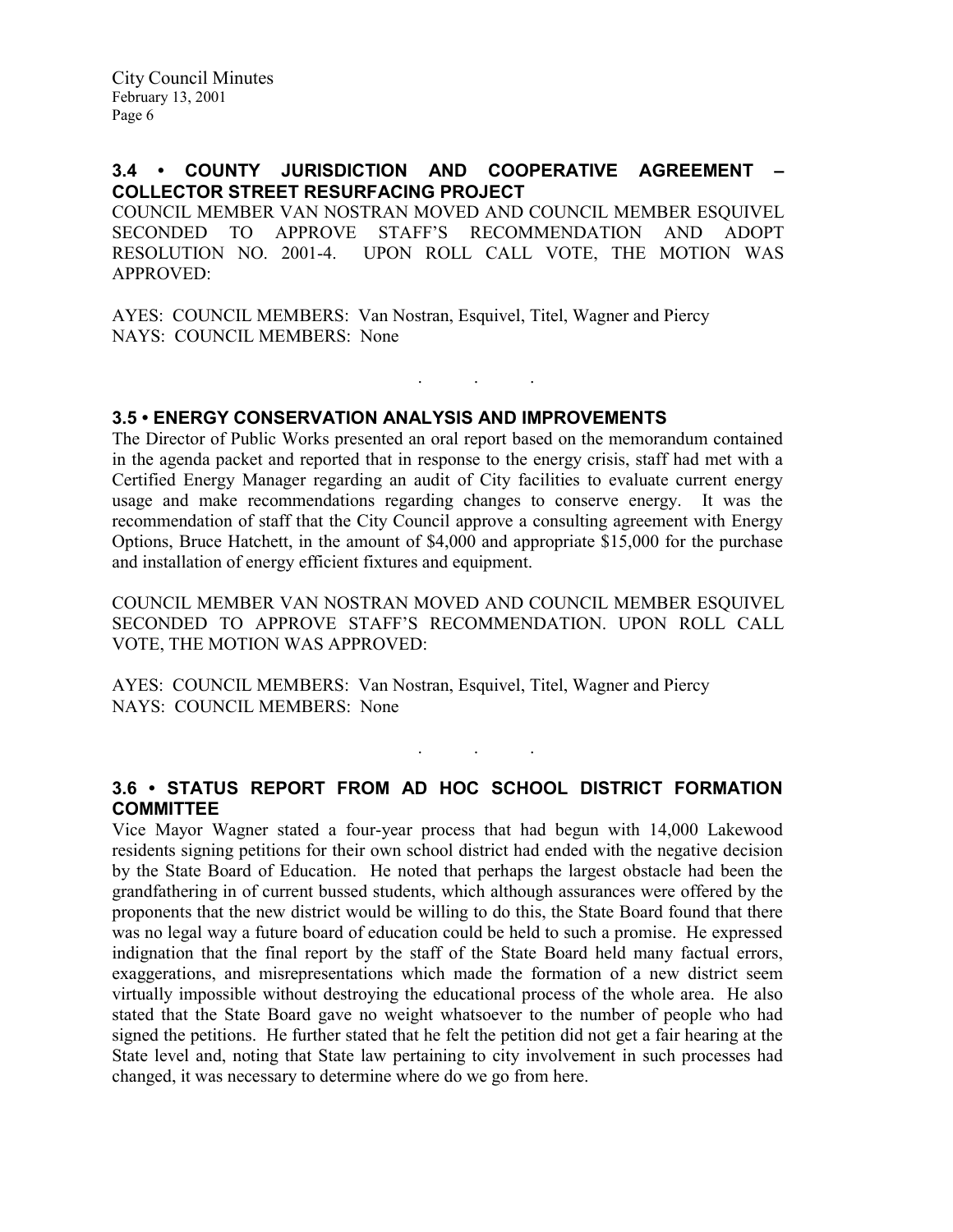### 3.4 • COUNTY JURISDICTION AND COOPERATIVE AGREEMENT – COLLECTOR STREET RESURFACING PROJECT

COUNCIL MEMBER VAN NOSTRAN MOVED AND COUNCIL MEMBER ESQUIVEL SECONDED TO APPROVE STAFF'S RECOMMENDATION AND ADOPT RESOLUTION NO. 2001-4. UPON ROLL CALL VOTE, THE MOTION WAS APPROVED:

AYES: COUNCIL MEMBERS: Van Nostran, Esquivel, Titel, Wagner and Piercy
NAYS: COUNCIL MEMBERS: None

. . .

### 3.5 • ENERGY CONSERVATION ANALYSIS AND IMPROVEMENTS

The Director of Public Works presented an oral report based on the memorandum contained in the agenda packet and reported that in response to the energy crisis, staff had met with a Certified Energy Manager regarding an audit of City facilities to evaluate current energy usage and make recommendations regarding changes to conserve energy. It was the recommendation of staff that the City Council approve a consulting agreement with Energy Options, Bruce Hatchett, in the amount of $4,000 and appropriate $15,000 for the purchase and installation of energy efficient fixtures and equipment.

COUNCIL MEMBER VAN NOSTRAN MOVED AND COUNCIL MEMBER ESQUIVEL SECONDED TO APPROVE STAFF'S RECOMMENDATION. UPON ROLL CALL VOTE, THE MOTION WAS APPROVED:

AYES: COUNCIL MEMBERS: Van Nostran, Esquivel, Titel, Wagner and Piercy
NAYS: COUNCIL MEMBERS: None

. . .

### 3.6 • STATUS REPORT FROM AD HOC SCHOOL DISTRICT FORMATION COMMITTEE

Vice Mayor Wagner stated a four-year process that had begun with 14,000 Lakewood residents signing petitions for their own school district had ended with the negative decision by the State Board of Education. He noted that perhaps the largest obstacle had been the grandfathering in of current bussed students, which although assurances were offered by the proponents that the new district would be willing to do this, the State Board found that there was no legal way a future board of education could be held to such a promise. He expressed indignation that the final report by the staff of the State Board held many factual errors, exaggerations, and misrepresentations which made the formation of a new district seem virtually impossible without destroying the educational process of the whole area. He also stated that the State Board gave no weight whatsoever to the number of people who had signed the petitions. He further stated that he felt the petition did not get a fair hearing at the State level and, noting that State law pertaining to city involvement in such processes had changed, it was necessary to determine where do we go from here.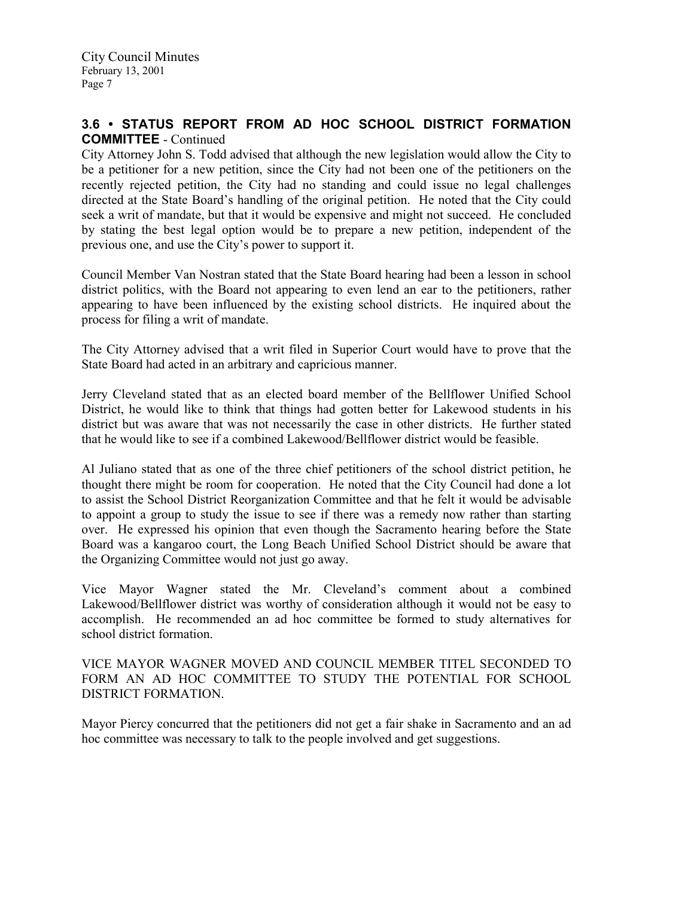## 3.6 • STATUS REPORT FROM AD HOC SCHOOL DISTRICT FORMATION COMMITTEE - Continued

City Attorney John S. Todd advised that although the new legislation would allow the City to be a petitioner for a new petition, since the City had not been one of the petitioners on the recently rejected petition, the City had no standing and could issue no legal challenges directed at the State Board's handling of the original petition. He noted that the City could seek a writ of mandate, but that it would be expensive and might not succeed. He concluded by stating the best legal option would be to prepare a new petition, independent of the previous one, and use the City's power to support it.

Council Member Van Nostran stated that the State Board hearing had been a lesson in school district politics, with the Board not appearing to even lend an ear to the petitioners, rather appearing to have been influenced by the existing school districts. He inquired about the process for filing a writ of mandate.

The City Attorney advised that a writ filed in Superior Court would have to prove that the State Board had acted in an arbitrary and capricious manner.

Jerry Cleveland stated that as an elected board member of the Bellflower Unified School District, he would like to think that things had gotten better for Lakewood students in his district but was aware that was not necessarily the case in other districts. He further stated that he would like to see if a combined Lakewood/Bellflower district would be feasible.

Al Juliano stated that as one of the three chief petitioners of the school district petition, he thought there might be room for cooperation. He noted that the City Council had done a lot to assist the School District Reorganization Committee and that he felt it would be advisable to appoint a group to study the issue to see if there was a remedy now rather than starting over. He expressed his opinion that even though the Sacramento hearing before the State Board was a kangaroo court, the Long Beach Unified School District should be aware that the Organizing Committee would not just go away.

Vice Mayor Wagner stated the Mr. Cleveland's comment about a combined Lakewood/Bellflower district was worthy of consideration although it would not be easy to accomplish. He recommended an ad hoc committee be formed to study alternatives for school district formation.

VICE MAYOR WAGNER MOVED AND COUNCIL MEMBER TITEL SECONDED TO FORM AN AD HOC COMMITTEE TO STUDY THE POTENTIAL FOR SCHOOL DISTRICT FORMATION.

Mayor Piercy concurred that the petitioners did not get a fair shake in Sacramento and an ad hoc committee was necessary to talk to the people involved and get suggestions.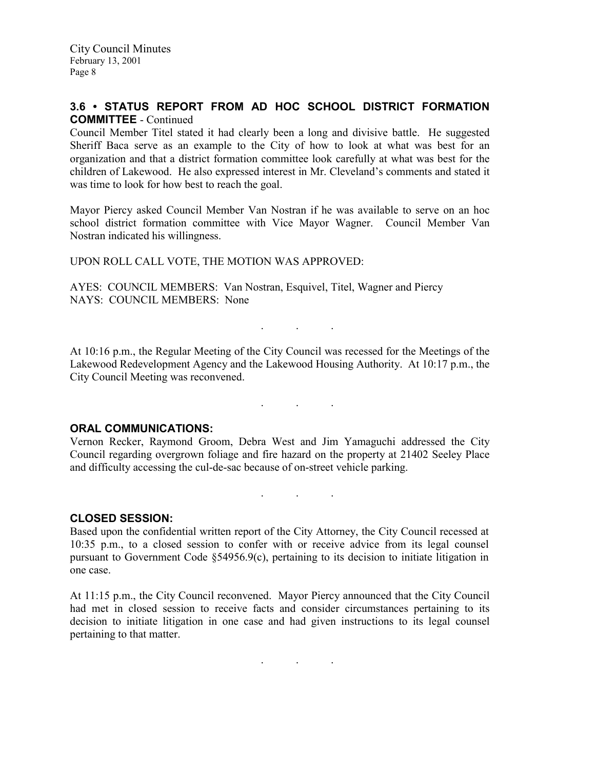## 3.6 • STATUS REPORT FROM AD HOC SCHOOL DISTRICT FORMATION COMMITTEE - Continued

Council Member Titel stated it had clearly been a long and divisive battle. He suggested Sheriff Baca serve as an example to the City of how to look at what was best for an organization and that a district formation committee look carefully at what was best for the children of Lakewood. He also expressed interest in Mr. Cleveland's comments and stated it was time to look for how best to reach the goal.

Mayor Piercy asked Council Member Van Nostran if he was available to serve on an hoc school district formation committee with Vice Mayor Wagner. Council Member Van Nostran indicated his willingness.

UPON ROLL CALL VOTE, THE MOTION WAS APPROVED:

AYES: COUNCIL MEMBERS: Van Nostran, Esquivel, Titel, Wagner and Piercy
NAYS: COUNCIL MEMBERS: None

. . .

At 10:16 p.m., the Regular Meeting of the City Council was recessed for the Meetings of the Lakewood Redevelopment Agency and the Lakewood Housing Authority. At 10:17 p.m., the City Council Meeting was reconvened.

. . .

## ORAL COMMUNICATIONS:

Vernon Recker, Raymond Groom, Debra West and Jim Yamaguchi addressed the City Council regarding overgrown foliage and fire hazard on the property at 21402 Seeley Place and difficulty accessing the cul-de-sac because of on-street vehicle parking.

. . .

## CLOSED SESSION:

Based upon the confidential written report of the City Attorney, the City Council recessed at 10:35 p.m., to a closed session to confer with or receive advice from its legal counsel pursuant to Government Code §54956.9(c), pertaining to its decision to initiate litigation in one case.

At 11:15 p.m., the City Council reconvened. Mayor Piercy announced that the City Council had met in closed session to receive facts and consider circumstances pertaining to its decision to initiate litigation in one case and had given instructions to its legal counsel pertaining to that matter.

. . .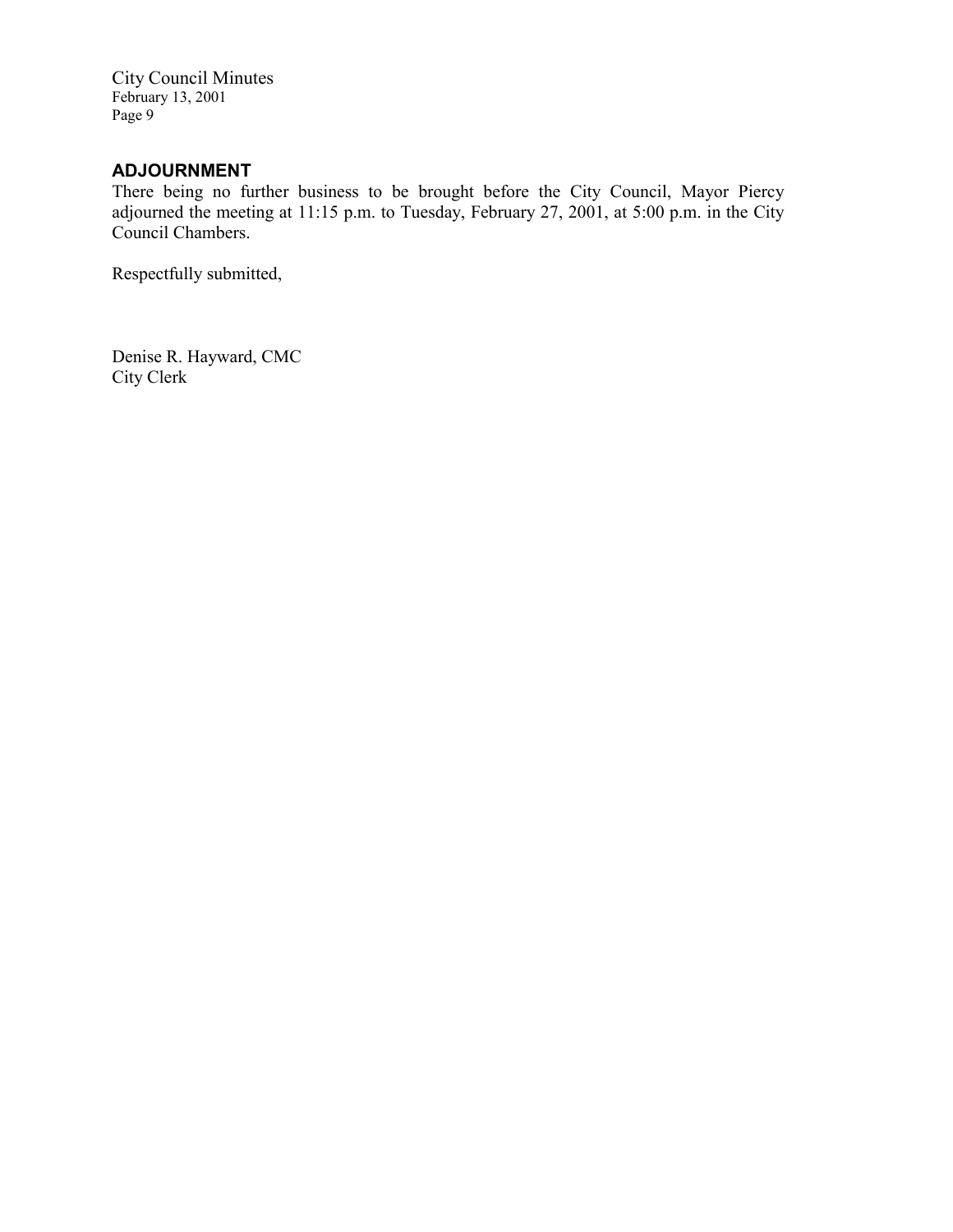## ADJOURNMENT

There being no further business to be brought before the City Council, Mayor Piercy adjourned the meeting at 11:15 p.m. to Tuesday, February 27, 2001, at 5:00 p.m. in the City Council Chambers.

Respectfully submitted,

Denise R. Hayward, CMC
City Clerk